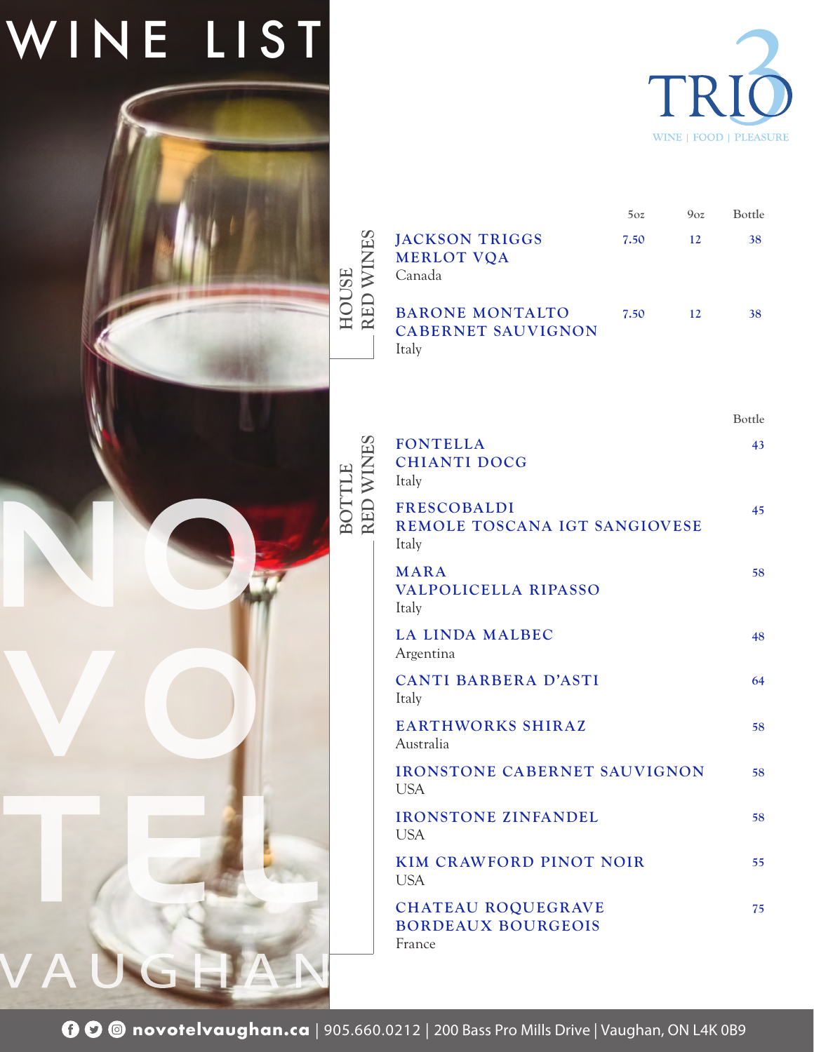# WINE LIST

NOVOTEL VAUGHAN

TRIO 3
WINE | FOOD | PLEASURE

## HOUSE RED WINES

| | 5oz | 9oz | Bottle |
|---|---|---|---|
| **JACKSON TRIGGS MERLOT VQA**<br>Canada | 7.50 | 12 | 38 |
| **BARONE MONTALTO CABERNET SAUVIGNON**<br>Italy | 7.50 | 12 | 38 |

## BOTTLE RED WINES

| | Bottle |
|---|---|
| **FONTELLA CHIANTI DOCG**<br>Italy | 43 |
| **FRESCOBALDI REMOLE TOSCANA IGT SANGIOVESE**<br>Italy | 45 |
| **MARA VALPOLICELLA RIPASSO**<br>Italy | 58 |
| **LA LINDA MALBEC**<br>Argentina | 48 |
| **CANTI BARBERA D'ASTI**<br>Italy | 64 |
| **EARTHWORKS SHIRAZ**<br>Australia | 58 |
| **IRONSTONE CABERNET SAUVIGNON**<br>USA | 58 |
| **IRONSTONE ZINFANDEL**<br>USA | 58 |
| **KIM CRAWFORD PINOT NOIR**<br>USA | 55 |
| **CHATEAU ROQUEGRAVE BORDEAUX BOURGEOIS**<br>France | 75 |

**novotelvaughan.ca** | 905.660.0212 | 200 Bass Pro Mills Drive | Vaughan, ON L4K 0B9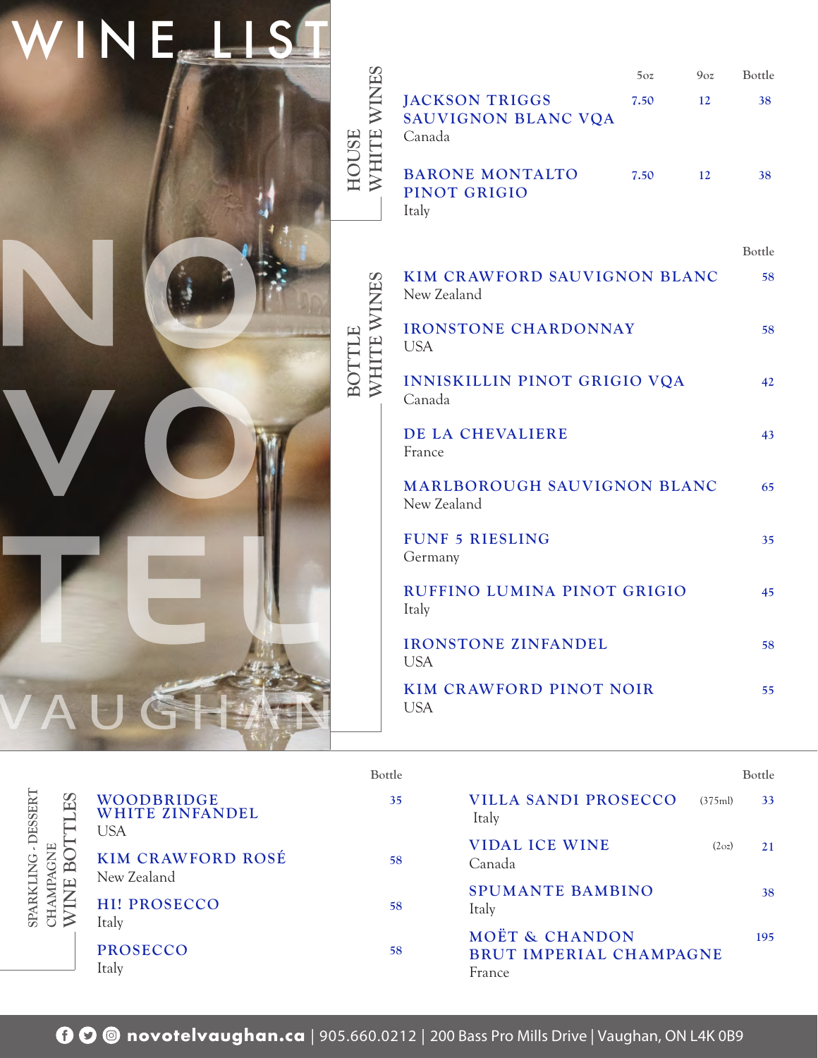# WINE LIST

NOVOTEL VAUGHAN

## HOUSE WHITE WINES

| | 5oz | 9oz | Bottle |
|---|---|---|---|
| **JACKSON TRIGGS SAUVIGNON BLANC VQA** Canada | 7.50 | 12 | 38 |
| **BARONE MONTALTO PINOT GRIGIO** Italy | 7.50 | 12 | 38 |

## BOTTLE WHITE WINES

| | Bottle |
|---|---|
| **KIM CRAWFORD SAUVIGNON BLANC** New Zealand | 58 |
| **IRONSTONE CHARDONNAY** USA | 58 |
| **INNISKILLIN PINOT GRIGIO VQA** Canada | 42 |
| **DE LA CHEVALIERE** France | 43 |
| **MARLBOROUGH SAUVIGNON BLANC** New Zealand | 65 |
| **FUNF 5 RIESLING** Germany | 35 |
| **RUFFINO LUMINA PINOT GRIGIO** Italy | 45 |
| **IRONSTONE ZINFANDEL** USA | 58 |
| **KIM CRAWFORD PINOT NOIR** USA | 55 |

## SPARKLING · DESSERT CHAMPAGNE WINE BOTTLES

| | Bottle |
|---|---|
| **WOODBRIDGE WHITE ZINFANDEL** USA | 35 |
| **KIM CRAWFORD ROSÉ** New Zealand | 58 |
| **HI! PROSECCO** Italy | 58 |
| **PROSECCO** Italy | 58 |
| **VILLA SANDI PROSECCO** (375ml) Italy | 33 |
| **VIDAL ICE WINE** (2oz) Canada | 21 |
| **SPUMANTE BAMBINO** Italy | 38 |
| **MOËT & CHANDON BRUT IMPERIAL CHAMPAGNE** France | 195 |

**novotelvaughan.ca** | 905.660.0212 | 200 Bass Pro Mills Drive | Vaughan, ON L4K 0B9